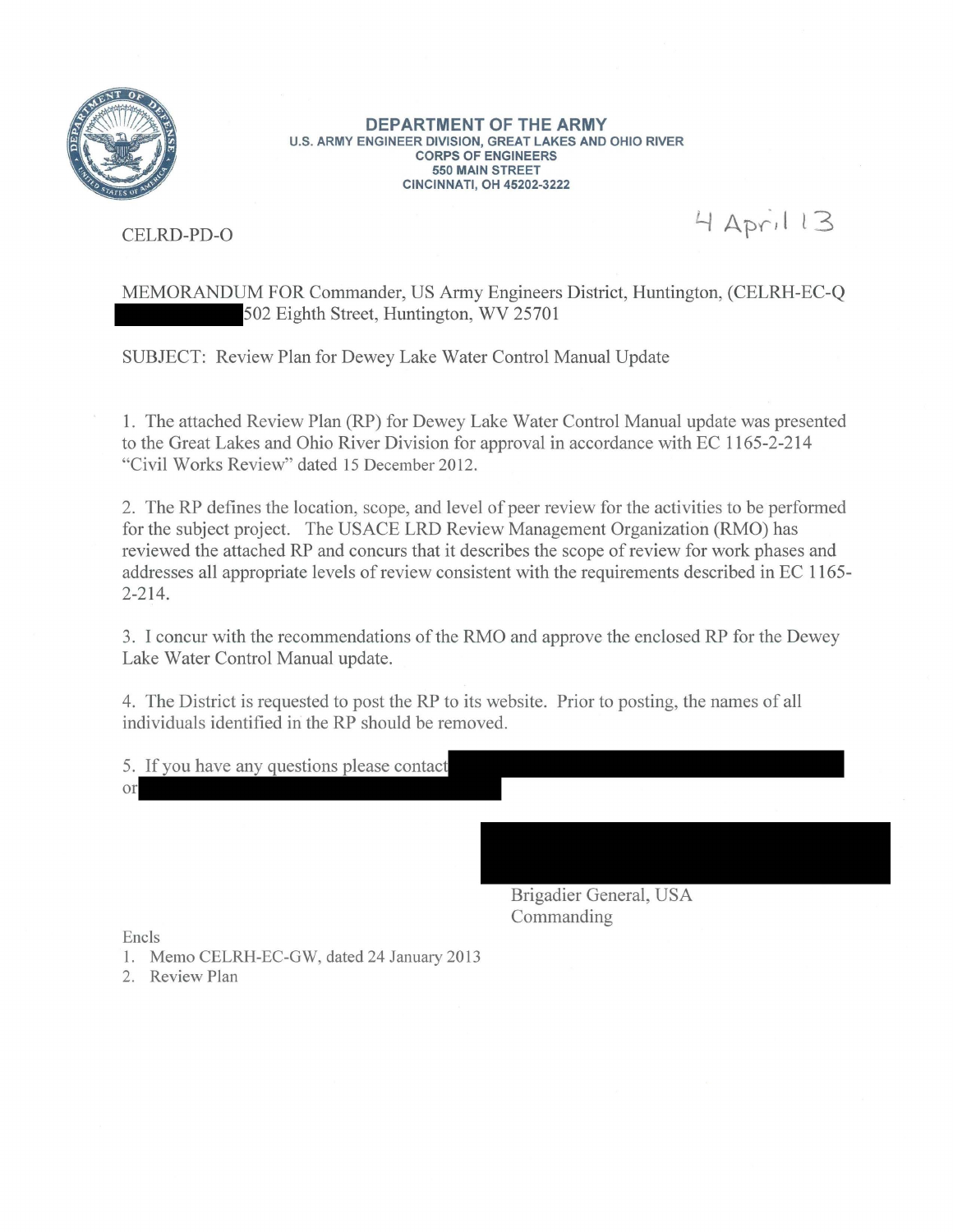**DEPARTMENT OF THE ARMY**
**U.S. ARMY ENGINEER DIVISION, GREAT LAKES AND OHIO RIVER**
**CORPS OF ENGINEERS**
**550 MAIN STREET**
**CINCINNATI, OH 45202-3222**

CELRD-PD-O

4 April 13

MEMORANDUM FOR Commander, US Army Engineers District, Huntington, (CELRH-EC-Q 502 Eighth Street, Huntington, WV 25701

SUBJECT: Review Plan for Dewey Lake Water Control Manual Update

1. The attached Review Plan (RP) for Dewey Lake Water Control Manual update was presented to the Great Lakes and Ohio River Division for approval in accordance with EC 1165-2-214 "Civil Works Review" dated 15 December 2012.

2. The RP defines the location, scope, and level of peer review for the activities to be performed for the subject project. The USACE LRD Review Management Organization (RMO) has reviewed the attached RP and concurs that it describes the scope of review for work phases and addresses all appropriate levels of review consistent with the requirements described in EC 1165-2-214.

3. I concur with the recommendations of the RMO and approve the enclosed RP for the Dewey Lake Water Control Manual update.

4. The District is requested to post the RP to its website. Prior to posting, the names of all individuals identified in the RP should be removed.

5. If you have any questions please contact
or

Brigadier General, USA
Commanding

Encls
1. Memo CELRH-EC-GW, dated 24 January 2013
2. Review Plan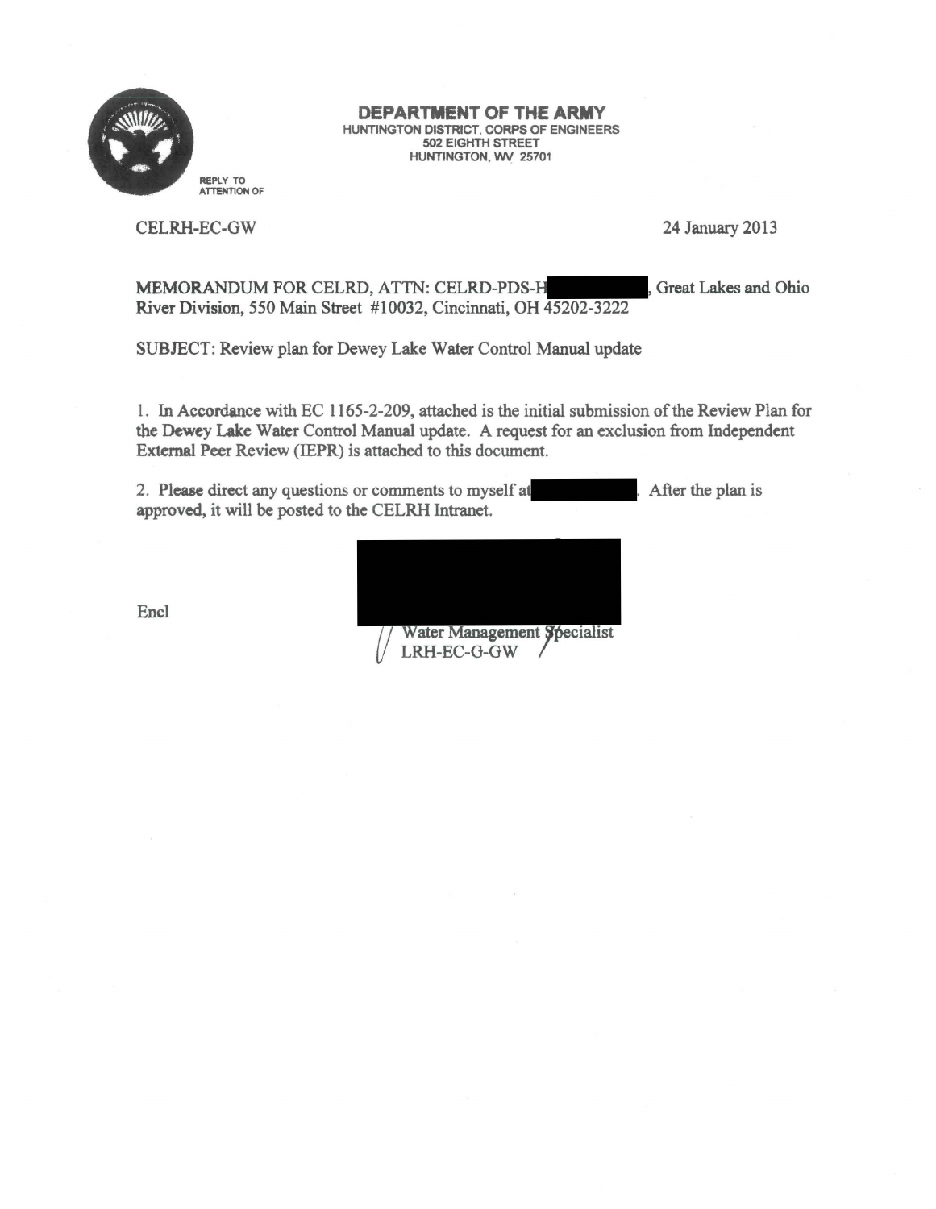**DEPARTMENT OF THE ARMY**
HUNTINGTON DISTRICT, CORPS OF ENGINEERS
502 EIGHTH STREET
HUNTINGTON, WV 25701

REPLY TO
ATTENTION OF

CELRH-EC-GW

24 January 2013

MEMORANDUM FOR CELRD, ATTN: CELRD-PDS-H, Great Lakes and Ohio River Division, 550 Main Street #10032, Cincinnati, OH 45202-3222

SUBJECT: Review plan for Dewey Lake Water Control Manual update

1. In Accordance with EC 1165-2-209, attached is the initial submission of the Review Plan for the Dewey Lake Water Control Manual update. A request for an exclusion from Independent External Peer Review (IEPR) is attached to this document.

2. Please direct any questions or comments to myself at . After the plan is approved, it will be posted to the CELRH Intranet.

Encl

Water Management Specialist
LRH-EC-G-GW